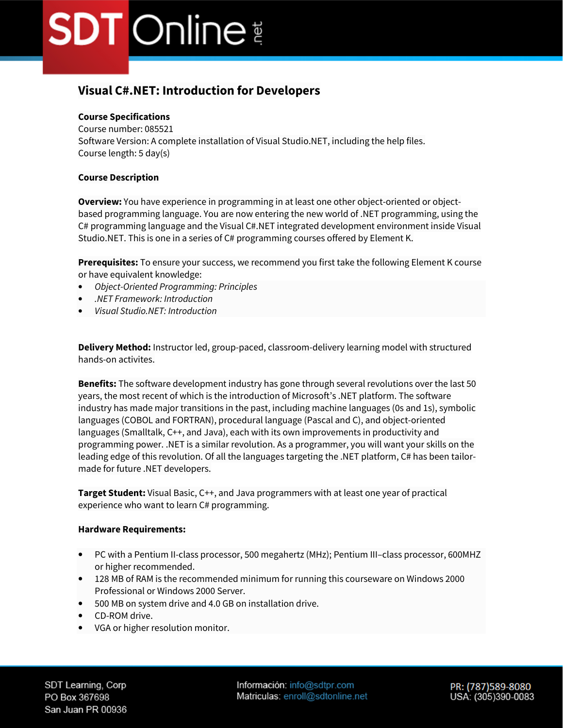# Visual C#.NET: Introduction for Developers

**Course Specifications**
Course number: 085521
Software Version: A complete installation of Visual Studio.NET, including the help files.
Course length: 5 day(s)

**Course Description**

**Overview:** You have experience in programming in at least one other object-oriented or object-based programming language. You are now entering the new world of .NET programming, using the C# programming language and the Visual C#.NET integrated development environment inside Visual Studio.NET. This is one in a series of C# programming courses offered by Element K.

**Prerequisites:** To ensure your success, we recommend you first take the following Element K course or have equivalent knowledge:

- *Object-Oriented Programming: Principles*
- *.NET Framework: Introduction*
- *Visual Studio.NET: Introduction*

**Delivery Method:** Instructor led, group-paced, classroom-delivery learning model with structured hands-on activites.

**Benefits:** The software development industry has gone through several revolutions over the last 50 years, the most recent of which is the introduction of Microsoft's .NET platform. The software industry has made major transitions in the past, including machine languages (0s and 1s), symbolic languages (COBOL and FORTRAN), procedural language (Pascal and C), and object-oriented languages (Smalltalk, C++, and Java), each with its own improvements in productivity and programming power. .NET is a similar revolution. As a programmer, you will want your skills on the leading edge of this revolution. Of all the languages targeting the .NET platform, C# has been tailor-made for future .NET developers.

**Target Student:** Visual Basic, C++, and Java programmers with at least one year of practical experience who want to learn C# programming.

**Hardware Requirements:**

- PC with a Pentium II-class processor, 500 megahertz (MHz); Pentium III–class processor, 600MHZ or higher recommended.
- 128 MB of RAM is the recommended minimum for running this courseware on Windows 2000 Professional or Windows 2000 Server.
- 500 MB on system drive and 4.0 GB on installation drive.
- CD-ROM drive.
- VGA or higher resolution monitor.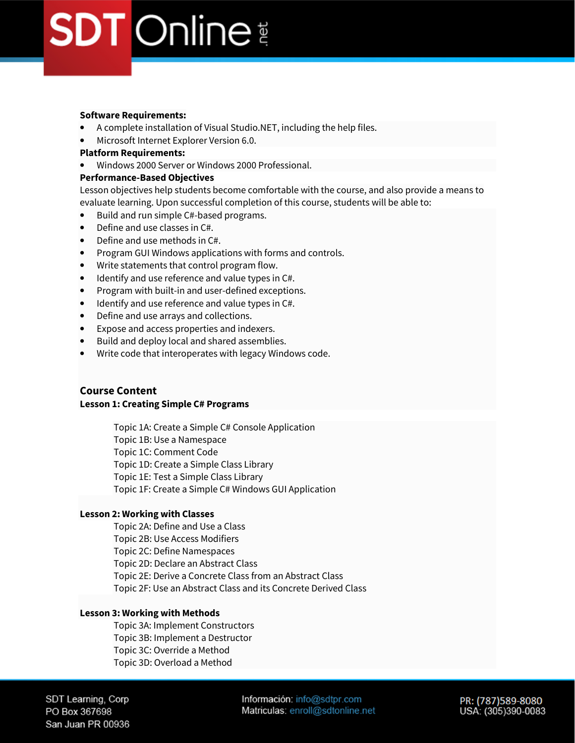**Software Requirements:**

- A complete installation of Visual Studio.NET, including the help files.
- Microsoft Internet Explorer Version 6.0.

**Platform Requirements:**

- Windows 2000 Server or Windows 2000 Professional.

**Performance-Based Objectives**

Lesson objectives help students become comfortable with the course, and also provide a means to evaluate learning. Upon successful completion of this course, students will be able to:

- Build and run simple C#-based programs.
- Define and use classes in C#.
- Define and use methods in C#.
- Program GUI Windows applications with forms and controls.
- Write statements that control program flow.
- Identify and use reference and value types in C#.
- Program with built-in and user-defined exceptions.
- Identify and use reference and value types in C#.
- Define and use arrays and collections.
- Expose and access properties and indexers.
- Build and deploy local and shared assemblies.
- Write code that interoperates with legacy Windows code.

## Course Content

**Lesson 1: Creating Simple C# Programs**

Topic 1A: Create a Simple C# Console Application
Topic 1B: Use a Namespace
Topic 1C: Comment Code
Topic 1D: Create a Simple Class Library
Topic 1E: Test a Simple Class Library
Topic 1F: Create a Simple C# Windows GUI Application

**Lesson 2: Working with Classes**

Topic 2A: Define and Use a Class
Topic 2B: Use Access Modifiers
Topic 2C: Define Namespaces
Topic 2D: Declare an Abstract Class
Topic 2E: Derive a Concrete Class from an Abstract Class
Topic 2F: Use an Abstract Class and its Concrete Derived Class

**Lesson 3: Working with Methods**

Topic 3A: Implement Constructors
Topic 3B: Implement a Destructor
Topic 3C: Override a Method
Topic 3D: Overload a Method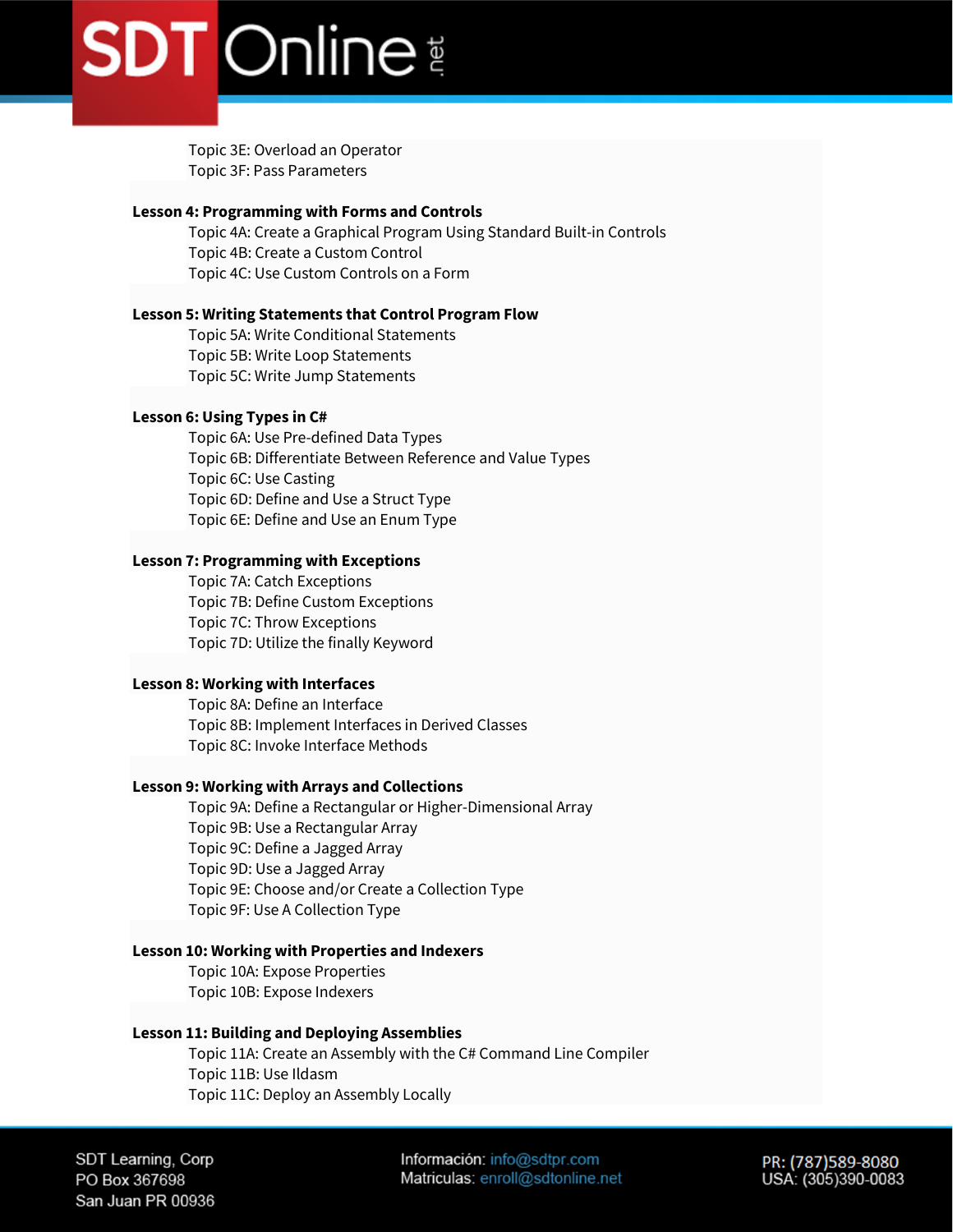Topic 3E: Overload an Operator
Topic 3F: Pass Parameters

**Lesson 4: Programming with Forms and Controls**
Topic 4A: Create a Graphical Program Using Standard Built-in Controls
Topic 4B: Create a Custom Control
Topic 4C: Use Custom Controls on a Form

**Lesson 5: Writing Statements that Control Program Flow**
Topic 5A: Write Conditional Statements
Topic 5B: Write Loop Statements
Topic 5C: Write Jump Statements

**Lesson 6: Using Types in C#**
Topic 6A: Use Pre-defined Data Types
Topic 6B: Differentiate Between Reference and Value Types
Topic 6C: Use Casting
Topic 6D: Define and Use a Struct Type
Topic 6E: Define and Use an Enum Type

**Lesson 7: Programming with Exceptions**
Topic 7A: Catch Exceptions
Topic 7B: Define Custom Exceptions
Topic 7C: Throw Exceptions
Topic 7D: Utilize the finally Keyword

**Lesson 8: Working with Interfaces**
Topic 8A: Define an Interface
Topic 8B: Implement Interfaces in Derived Classes
Topic 8C: Invoke Interface Methods

**Lesson 9: Working with Arrays and Collections**
Topic 9A: Define a Rectangular or Higher-Dimensional Array
Topic 9B: Use a Rectangular Array
Topic 9C: Define a Jagged Array
Topic 9D: Use a Jagged Array
Topic 9E: Choose and/or Create a Collection Type
Topic 9F: Use A Collection Type

**Lesson 10: Working with Properties and Indexers**
Topic 10A: Expose Properties
Topic 10B: Expose Indexers

**Lesson 11: Building and Deploying Assemblies**
Topic 11A: Create an Assembly with the C# Command Line Compiler
Topic 11B: Use Ildasm
Topic 11C: Deploy an Assembly Locally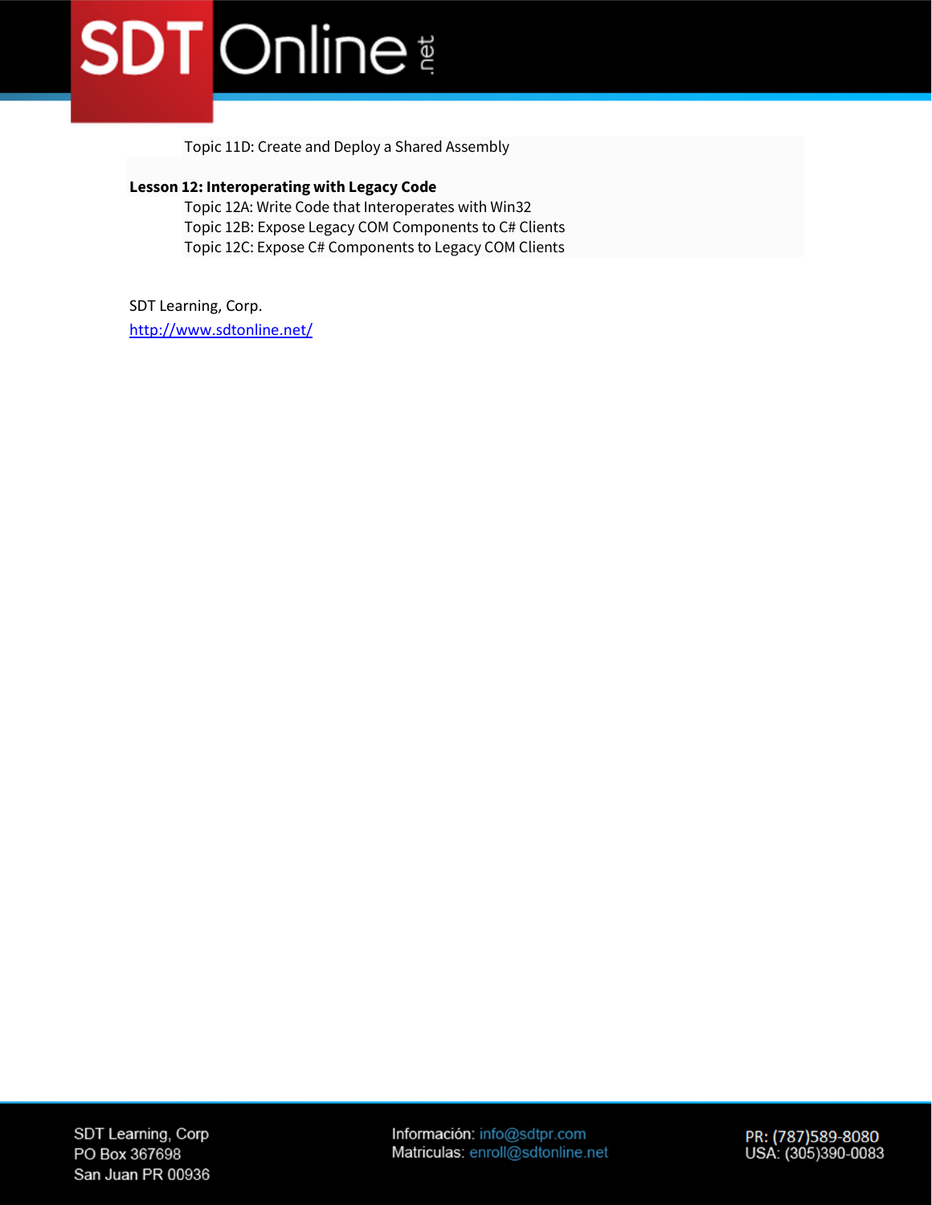Topic 11D: Create and Deploy a Shared Assembly

**Lesson 12: Interoperating with Legacy Code**

Topic 12A: Write Code that Interoperates with Win32
Topic 12B: Expose Legacy COM Components to C# Clients
Topic 12C: Expose C# Components to Legacy COM Clients

SDT Learning, Corp.
http://www.sdtonline.net/